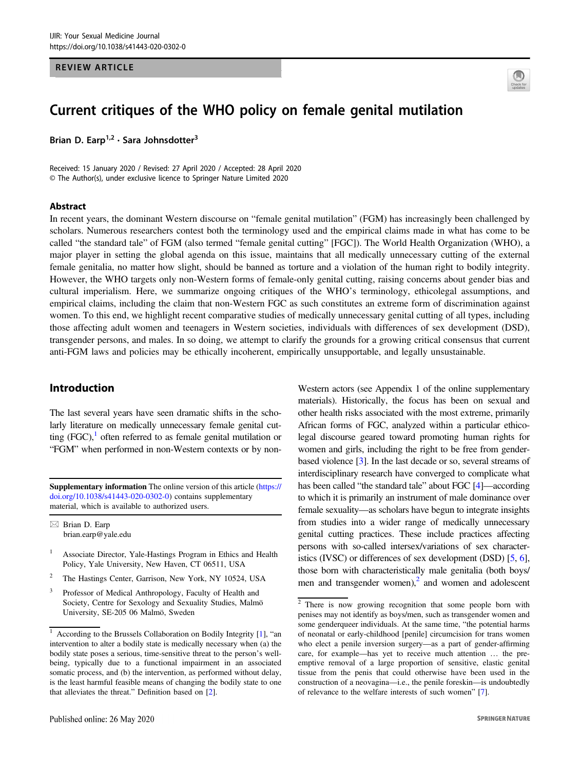REVIEW ARTICLE

# Current critiques of the WHO policy on female genital mutilation

Brian D. Earp[1,2] · Sara Johnsdotter[3]

Received: 15 January 2020 / Revised: 27 April 2020 / Accepted: 28 April 2020
© The Author(s), under exclusive licence to Springer Nature Limited 2020

## Abstract

In recent years, the dominant Western discourse on "female genital mutilation" (FGM) has increasingly been challenged by scholars. Numerous researchers contest both the terminology used and the empirical claims made in what has come to be called "the standard tale" of FGM (also termed "female genital cutting" [FGC]). The World Health Organization (WHO), a major player in setting the global agenda on this issue, maintains that all medically unnecessary cutting of the external female genitalia, no matter how slight, should be banned as torture and a violation of the human right to bodily integrity. However, the WHO targets only non-Western forms of female-only genital cutting, raising concerns about gender bias and cultural imperialism. Here, we summarize ongoing critiques of the WHO's terminology, ethicolegal assumptions, and empirical claims, including the claim that non-Western FGC as such constitutes an extreme form of discrimination against women. To this end, we highlight recent comparative studies of medically unnecessary genital cutting of all types, including those affecting adult women and teenagers in Western societies, individuals with differences of sex development (DSD), transgender persons, and males. In so doing, we attempt to clarify the grounds for a growing critical consensus that current anti-FGM laws and policies may be ethically incoherent, empirically unsupportable, and legally unsustainable.

## Introduction

The last several years have seen dramatic shifts in the scholarly literature on medically unnecessary female genital cutting (FGC),[1] often referred to as female genital mutilation or "FGM" when performed in non-Western contexts or by non-Western actors (see Appendix 1 of the online supplementary materials). Historically, the focus has been on sexual and other health risks associated with the most extreme, primarily African forms of FGC, analyzed within a particular ethicolegal discourse geared toward promoting human rights for women and girls, including the right to be free from gender-based violence [3]. In the last decade or so, several streams of interdisciplinary research have converged to complicate what has been called "the standard tale" about FGC [4]—according to which it is primarily an instrument of male dominance over female sexuality—as scholars have begun to integrate insights from studies into a wider range of medically unnecessary genital cutting practices. These include practices affecting persons with so-called intersex/variations of sex characteristics (IVSC) or differences of sex development (DSD) [5, 6], those born with characteristically male genitalia (both boys/men and transgender women),[2] and women and adolescent

**Supplementary information** The online version of this article (https://doi.org/10.1038/s41443-020-0302-0) contains supplementary material, which is available to authorized users.

✉ Brian D. Earp
brian.earp@yale.edu

1 Associate Director, Yale-Hastings Program in Ethics and Health Policy, Yale University, New Haven, CT 06511, USA

2 The Hastings Center, Garrison, New York, NY 10524, USA

3 Professor of Medical Anthropology, Faculty of Health and Society, Centre for Sexology and Sexuality Studies, Malmö University, SE-205 06 Malmö, Sweden

[1] According to the Brussels Collaboration on Bodily Integrity [1], "an intervention to alter a bodily state is medically necessary when (a) the bodily state poses a serious, time-sensitive threat to the person's well-being, typically due to a functional impairment in an associated somatic process, and (b) the intervention, as performed without delay, is the least harmful feasible means of changing the bodily state to one that alleviates the threat." Definition based on [2].

[2] There is now growing recognition that some people born with penises may not identify as boys/men, such as transgender women and some genderqueer individuals. At the same time, "the potential harms of neonatal or early-childhood [penile] circumcision for trans women who elect a penile inversion surgery—as a part of gender-affirming care, for example—has yet to receive much attention … the preemptive removal of a large proportion of sensitive, elastic genital tissue from the penis that could otherwise have been used in the construction of a neovagina—i.e., the penile foreskin—is undoubtedly of relevance to the welfare interests of such women" [7].

Published online: 26 May 2020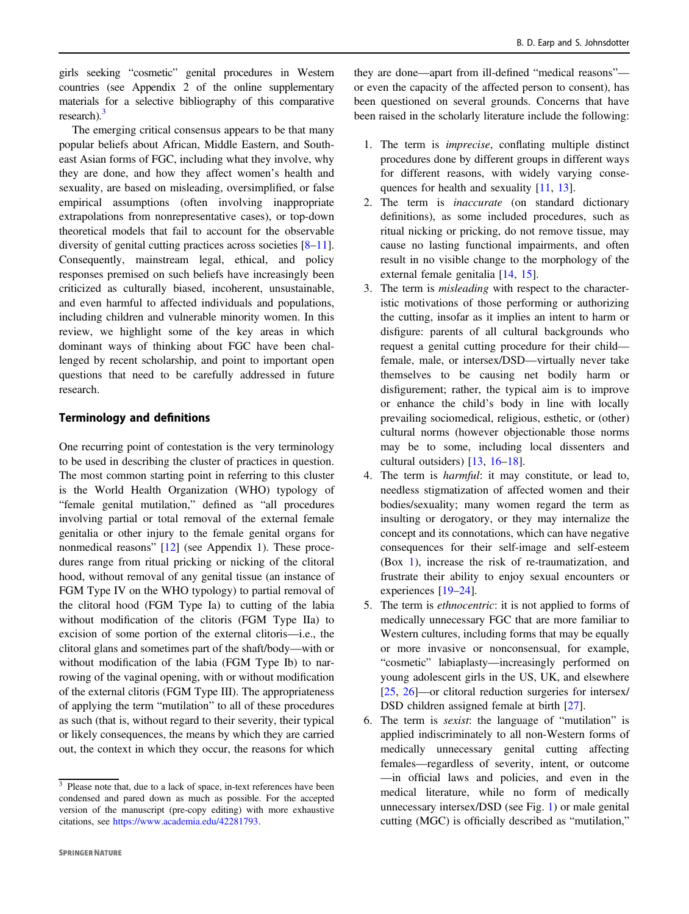girls seeking "cosmetic" genital procedures in Western countries (see Appendix 2 of the online supplementary materials for a selective bibliography of this comparative research).[3]

The emerging critical consensus appears to be that many popular beliefs about African, Middle Eastern, and Southeast Asian forms of FGC, including what they involve, why they are done, and how they affect women's health and sexuality, are based on misleading, oversimplified, or false empirical assumptions (often involving inappropriate extrapolations from nonrepresentative cases), or top-down theoretical models that fail to account for the observable diversity of genital cutting practices across societies [8–11]. Consequently, mainstream legal, ethical, and policy responses premised on such beliefs have increasingly been criticized as culturally biased, incoherent, unsustainable, and even harmful to affected individuals and populations, including children and vulnerable minority women. In this review, we highlight some of the key areas in which dominant ways of thinking about FGC have been challenged by recent scholarship, and point to important open questions that need to be carefully addressed in future research.

## Terminology and definitions

One recurring point of contestation is the very terminology to be used in describing the cluster of practices in question. The most common starting point in referring to this cluster is the World Health Organization (WHO) typology of "female genital mutilation," defined as "all procedures involving partial or total removal of the external female genitalia or other injury to the female genital organs for nonmedical reasons" [12] (see Appendix 1). These procedures range from ritual pricking or nicking of the clitoral hood, without removal of any genital tissue (an instance of FGM Type IV on the WHO typology) to partial removal of the clitoral hood (FGM Type Ia) to cutting of the labia without modification of the clitoris (FGM Type IIa) to excision of some portion of the external clitoris—i.e., the clitoral glans and sometimes part of the shaft/body—with or without modification of the labia (FGM Type Ib) to narrowing of the vaginal opening, with or without modification of the external clitoris (FGM Type III). The appropriateness of applying the term "mutilation" to all of these procedures as such (that is, without regard to their severity, their typical or likely consequences, the means by which they are carried out, the context in which they occur, the reasons for which they are done—apart from ill-defined "medical reasons"—or even the capacity of the affected person to consent), has been questioned on several grounds. Concerns that have been raised in the scholarly literature include the following:

1. The term is *imprecise*, conflating multiple distinct procedures done by different groups in different ways for different reasons, with widely varying consequences for health and sexuality [11, 13].
2. The term is *inaccurate* (on standard dictionary definitions), as some included procedures, such as ritual nicking or pricking, do not remove tissue, may cause no lasting functional impairments, and often result in no visible change to the morphology of the external female genitalia [14, 15].
3. The term is *misleading* with respect to the characteristic motivations of those performing or authorizing the cutting, insofar as it implies an intent to harm or disfigure: parents of all cultural backgrounds who request a genital cutting procedure for their child—female, male, or intersex/DSD—virtually never take themselves to be causing net bodily harm or disfigurement; rather, the typical aim is to improve or enhance the child's body in line with locally prevailing sociomedical, religious, esthetic, or (other) cultural norms (however objectionable those norms may be to some, including local dissenters and cultural outsiders) [13, 16–18].
4. The term is *harmful*: it may constitute, or lead to, needless stigmatization of affected women and their bodies/sexuality; many women regard the term as insulting or derogatory, or they may internalize the concept and its connotations, which can have negative consequences for their self-image and self-esteem (Box 1), increase the risk of re-traumatization, and frustrate their ability to enjoy sexual encounters or experiences [19–24].
5. The term is *ethnocentric*: it is not applied to forms of medically unnecessary FGC that are more familiar to Western cultures, including forms that may be equally or more invasive or nonconsensual, for example, "cosmetic" labiaplasty—increasingly performed on young adolescent girls in the US, UK, and elsewhere [25, 26]—or clitoral reduction surgeries for intersex/DSD children assigned female at birth [27].
6. The term is *sexist*: the language of "mutilation" is applied indiscriminately to all non-Western forms of medically unnecessary genital cutting affecting females—regardless of severity, intent, or outcome—in official laws and policies, and even in the medical literature, while no form of medically unnecessary intersex/DSD (see Fig. 1) or male genital cutting (MGC) is officially described as "mutilation,"

[3] Please note that, due to a lack of space, in-text references have been condensed and pared down as much as possible. For the accepted version of the manuscript (pre-copy editing) with more exhaustive citations, see https://www.academia.edu/42281793.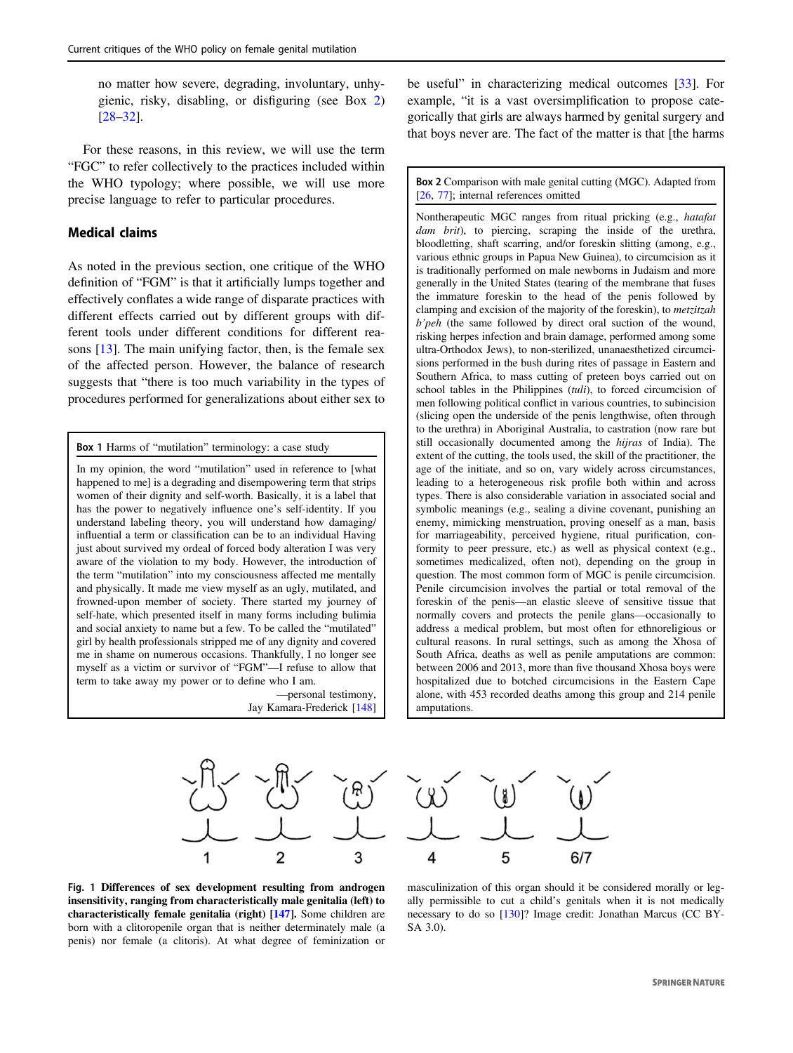no matter how severe, degrading, involuntary, unhygienic, risky, disabling, or disfiguring (see Box 2) [28–32].

For these reasons, in this review, we will use the term "FGC" to refer collectively to the practices included within the WHO typology; where possible, we will use more precise language to refer to particular procedures.

## Medical claims

As noted in the previous section, one critique of the WHO definition of "FGM" is that it artificially lumps together and effectively conflates a wide range of disparate practices with different effects carried out by different groups with different tools under different conditions for different reasons [13]. The main unifying factor, then, is the female sex of the affected person. However, the balance of research suggests that "there is too much variability in the types of procedures performed for generalizations about either sex to be useful" in characterizing medical outcomes [33]. For example, "it is a vast oversimplification to propose categorically that girls are always harmed by genital surgery and that boys never are. The fact of the matter is that [the harms

> **Box 1** Harms of "mutilation" terminology: a case study
>
> In my opinion, the word "mutilation" used in reference to [what happened to me] is a degrading and disempowering term that strips women of their dignity and self-worth. Basically, it is a label that has the power to negatively influence one's self-identity. If you understand labeling theory, you will understand how damaging/influential a term or classification can be to an individual Having just about survived my ordeal of forced body alteration I was very aware of the violation to my body. However, the introduction of the term "mutilation" into my consciousness affected me mentally and physically. It made me view myself as an ugly, mutilated, and frowned-upon member of society. There started my journey of self-hate, which presented itself in many forms including bulimia and social anxiety to name but a few. To be called the "mutilated" girl by health professionals stripped me of any dignity and covered me in shame on numerous occasions. Thankfully, I no longer see myself as a victim or survivor of "FGM"—I refuse to allow that term to take away my power or to define who I am.
>
> —personal testimony, Jay Kamara-Frederick [148]

> **Box 2** Comparison with male genital cutting (MGC). Adapted from [26, 77]; internal references omitted
>
> Nontherapeutic MGC ranges from ritual pricking (e.g., *hatafat dam brit*), to piercing, scraping the inside of the urethra, bloodletting, shaft scarring, and/or foreskin slitting (among, e.g., various ethnic groups in Papua New Guinea), to circumcision as it is traditionally performed on male newborns in Judaism and more generally in the United States (tearing of the membrane that fuses the immature foreskin to the head of the penis followed by clamping and excision of the majority of the foreskin), to *metzitzah b'peh* (the same followed by direct oral suction of the wound, risking herpes infection and brain damage, performed among some ultra-Orthodox Jews), to non-sterilized, unanaesthetized circumcisions performed in the bush during rites of passage in Eastern and Southern Africa, to mass cutting of preteen boys carried out on school tables in the Philippines (*tuli*), to forced circumcision of men following political conflict in various countries, to subincision (slicing open the underside of the penis lengthwise, often through to the urethra) in Aboriginal Australia, to castration (now rare but still occasionally documented among the *hijras* of India). The extent of the cutting, the tools used, the skill of the practitioner, the age of the initiate, and so on, vary widely across circumstances, leading to a heterogeneous risk profile both within and across types. There is also considerable variation in associated social and symbolic meanings (e.g., sealing a divine covenant, punishing an enemy, mimicking menstruation, proving oneself as a man, basis for marriageability, perceived hygiene, ritual purification, conformity to peer pressure, etc.) as well as physical context (e.g., sometimes medicalized, often not), depending on the group in question. The most common form of MGC is penile circumcision. Penile circumcision involves the partial or total removal of the foreskin of the penis—an elastic sleeve of sensitive tissue that normally covers and protects the penile glans—occasionally to address a medical problem, but most often for ethnoreligious or cultural reasons. In rural settings, such as among the Xhosa of South Africa, deaths as well as penile amputations are common: between 2006 and 2013, more than five thousand Xhosa boys were hospitalized due to botched circumcisions in the Eastern Cape alone, with 453 recorded deaths among this group and 214 penile amputations.

**Fig. 1 Differences of sex development resulting from androgen insensitivity, ranging from characteristically male genitalia (left) to characteristically female genitalia (right) [147].** Some children are born with a clitoropenile organ that is neither determinately male (a penis) nor female (a clitoris). At what degree of feminization or masculinization of this organ should it be considered morally or legally permissible to cut a child's genitals when it is not medically necessary to do so [130]? Image credit: Jonathan Marcus (CC BY-SA 3.0).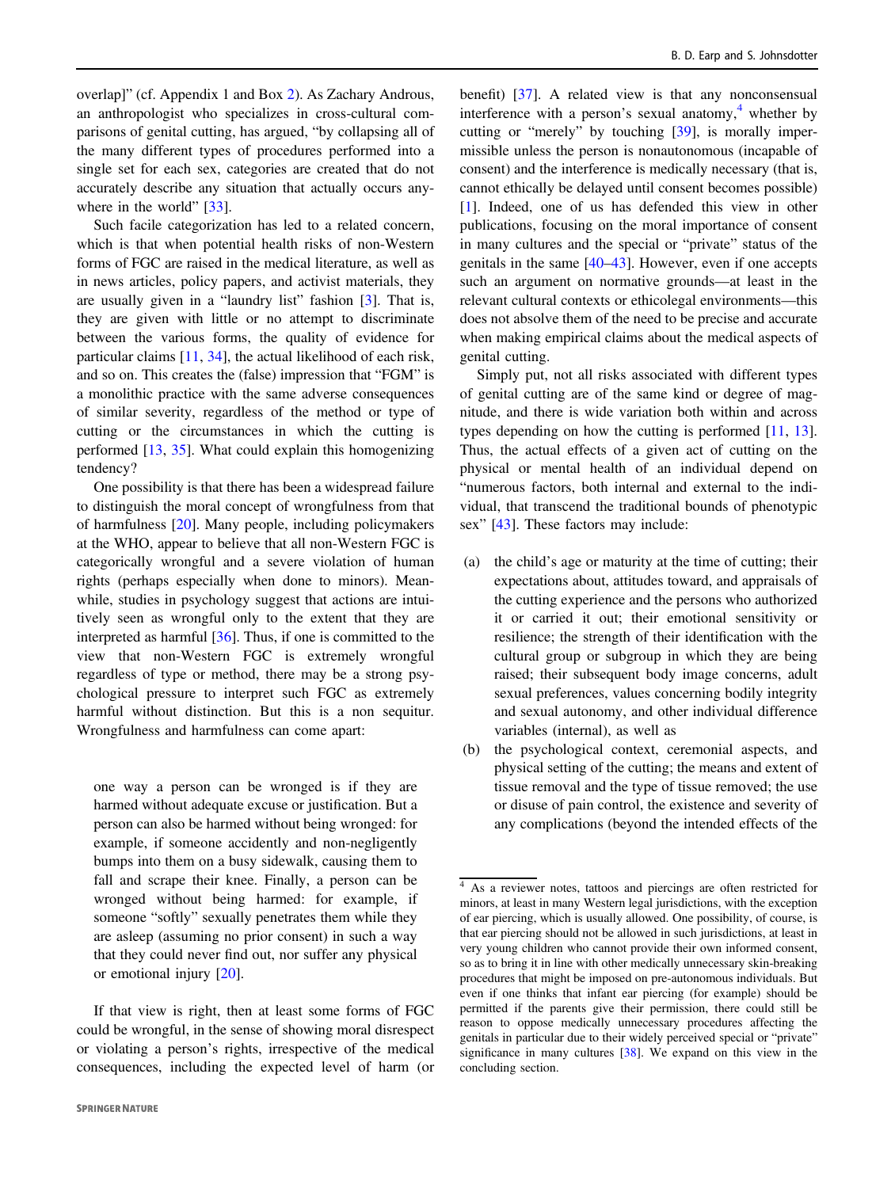overlap]" (cf. Appendix 1 and Box 2). As Zachary Androus, an anthropologist who specializes in cross-cultural comparisons of genital cutting, has argued, "by collapsing all of the many different types of procedures performed into a single set for each sex, categories are created that do not accurately describe any situation that actually occurs anywhere in the world" [33].

Such facile categorization has led to a related concern, which is that when potential health risks of non-Western forms of FGC are raised in the medical literature, as well as in news articles, policy papers, and activist materials, they are usually given in a "laundry list" fashion [3]. That is, they are given with little or no attempt to discriminate between the various forms, the quality of evidence for particular claims [11, 34], the actual likelihood of each risk, and so on. This creates the (false) impression that "FGM" is a monolithic practice with the same adverse consequences of similar severity, regardless of the method or type of cutting or the circumstances in which the cutting is performed [13, 35]. What could explain this homogenizing tendency?

One possibility is that there has been a widespread failure to distinguish the moral concept of wrongfulness from that of harmfulness [20]. Many people, including policymakers at the WHO, appear to believe that all non-Western FGC is categorically wrongful and a severe violation of human rights (perhaps especially when done to minors). Meanwhile, studies in psychology suggest that actions are intuitively seen as wrongful only to the extent that they are interpreted as harmful [36]. Thus, if one is committed to the view that non-Western FGC is extremely wrongful regardless of type or method, there may be a strong psychological pressure to interpret such FGC as extremely harmful without distinction. But this is a non sequitur. Wrongfulness and harmfulness can come apart:

> one way a person can be wronged is if they are harmed without adequate excuse or justification. But a person can also be harmed without being wronged: for example, if someone accidently and non-negligently bumps into them on a busy sidewalk, causing them to fall and scrape their knee. Finally, a person can be wronged without being harmed: for example, if someone "softly" sexually penetrates them while they are asleep (assuming no prior consent) in such a way that they could never find out, nor suffer any physical or emotional injury [20].

If that view is right, then at least some forms of FGC could be wrongful, in the sense of showing moral disrespect or violating a person's rights, irrespective of the medical consequences, including the expected level of harm (or benefit) [37]. A related view is that any nonconsensual interference with a person's sexual anatomy,[4] whether by cutting or "merely" by touching [39], is morally impermissible unless the person is nonautonomous (incapable of consent) and the interference is medically necessary (that is, cannot ethically be delayed until consent becomes possible) [1]. Indeed, one of us has defended this view in other publications, focusing on the moral importance of consent in many cultures and the special or "private" status of the genitals in the same [40–43]. However, even if one accepts such an argument on normative grounds—at least in the relevant cultural contexts or ethicolegal environments—this does not absolve them of the need to be precise and accurate when making empirical claims about the medical aspects of genital cutting.

Simply put, not all risks associated with different types of genital cutting are of the same kind or degree of magnitude, and there is wide variation both within and across types depending on how the cutting is performed [11, 13]. Thus, the actual effects of a given act of cutting on the physical or mental health of an individual depend on "numerous factors, both internal and external to the individual, that transcend the traditional bounds of phenotypic sex" [43]. These factors may include:

(a) the child's age or maturity at the time of cutting; their expectations about, attitudes toward, and appraisals of the cutting experience and the persons who authorized it or carried it out; their emotional sensitivity or resilience; the strength of their identification with the cultural group or subgroup in which they are being raised; their subsequent body image concerns, adult sexual preferences, values concerning bodily integrity and sexual autonomy, and other individual difference variables (internal), as well as

(b) the psychological context, ceremonial aspects, and physical setting of the cutting; the means and extent of tissue removal and the type of tissue removed; the use or disuse of pain control, the existence and severity of any complications (beyond the intended effects of the

---

[4] As a reviewer notes, tattoos and piercings are often restricted for minors, at least in many Western legal jurisdictions, with the exception of ear piercing, which is usually allowed. One possibility, of course, is that ear piercing should not be allowed in such jurisdictions, at least in very young children who cannot provide their own informed consent, so as to bring it in line with other medically unnecessary skin-breaking procedures that might be imposed on pre-autonomous individuals. But even if one thinks that infant ear piercing (for example) should be permitted if the parents give their permission, there could still be reason to oppose medically unnecessary procedures affecting the genitals in particular due to their widely perceived special or "private" significance in many cultures [38]. We expand on this view in the concluding section.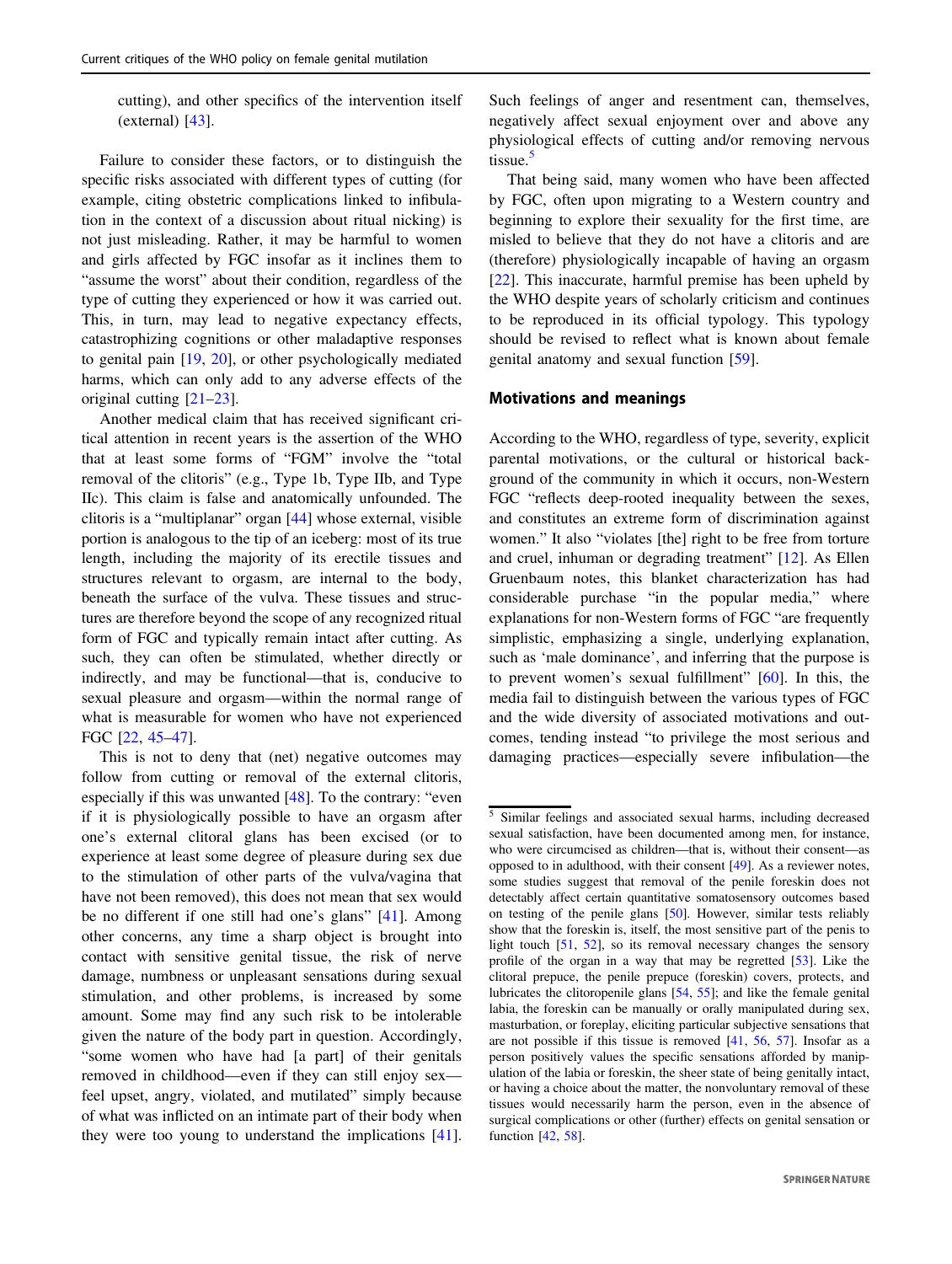cutting), and other specifics of the intervention itself (external) [43].

Failure to consider these factors, or to distinguish the specific risks associated with different types of cutting (for example, citing obstetric complications linked to infibulation in the context of a discussion about ritual nicking) is not just misleading. Rather, it may be harmful to women and girls affected by FGC insofar as it inclines them to "assume the worst" about their condition, regardless of the type of cutting they experienced or how it was carried out. This, in turn, may lead to negative expectancy effects, catastrophizing cognitions or other maladaptive responses to genital pain [19, 20], or other psychologically mediated harms, which can only add to any adverse effects of the original cutting [21–23].

Another medical claim that has received significant critical attention in recent years is the assertion of the WHO that at least some forms of "FGM" involve the "total removal of the clitoris" (e.g., Type 1b, Type IIb, and Type IIc). This claim is false and anatomically unfounded. The clitoris is a "multiplanar" organ [44] whose external, visible portion is analogous to the tip of an iceberg: most of its true length, including the majority of its erectile tissues and structures relevant to orgasm, are internal to the body, beneath the surface of the vulva. These tissues and structures are therefore beyond the scope of any recognized ritual form of FGC and typically remain intact after cutting. As such, they can often be stimulated, whether directly or indirectly, and may be functional—that is, conducive to sexual pleasure and orgasm—within the normal range of what is measurable for women who have not experienced FGC [22, 45–47].

This is not to deny that (net) negative outcomes may follow from cutting or removal of the external clitoris, especially if this was unwanted [48]. To the contrary: "even if it is physiologically possible to have an orgasm after one's external clitoral glans has been excised (or to experience at least some degree of pleasure during sex due to the stimulation of other parts of the vulva/vagina that have not been removed), this does not mean that sex would be no different if one still had one's glans" [41]. Among other concerns, any time a sharp object is brought into contact with sensitive genital tissue, the risk of nerve damage, numbness or unpleasant sensations during sexual stimulation, and other problems, is increased by some amount. Some may find any such risk to be intolerable given the nature of the body part in question. Accordingly, "some women who have had [a part] of their genitals removed in childhood—even if they can still enjoy sex—feel upset, angry, violated, and mutilated" simply because of what was inflicted on an intimate part of their body when they were too young to understand the implications [41]. Such feelings of anger and resentment can, themselves, negatively affect sexual enjoyment over and above any physiological effects of cutting and/or removing nervous tissue.[5]

That being said, many women who have been affected by FGC, often upon migrating to a Western country and beginning to explore their sexuality for the first time, are misled to believe that they do not have a clitoris and are (therefore) physiologically incapable of having an orgasm [22]. This inaccurate, harmful premise has been upheld by the WHO despite years of scholarly criticism and continues to be reproduced in its official typology. This typology should be revised to reflect what is known about female genital anatomy and sexual function [59].

## Motivations and meanings

According to the WHO, regardless of type, severity, explicit parental motivations, or the cultural or historical background of the community in which it occurs, non-Western FGC "reflects deep-rooted inequality between the sexes, and constitutes an extreme form of discrimination against women." It also "violates [the] right to be free from torture and cruel, inhuman or degrading treatment" [12]. As Ellen Gruenbaum notes, this blanket characterization has had considerable purchase "in the popular media," where explanations for non-Western forms of FGC "are frequently simplistic, emphasizing a single, underlying explanation, such as 'male dominance', and inferring that the purpose is to prevent women's sexual fulfillment" [60]. In this, the media fail to distinguish between the various types of FGC and the wide diversity of associated motivations and outcomes, tending instead "to privilege the most serious and damaging practices—especially severe infibulation—the

[5] Similar feelings and associated sexual harms, including decreased sexual satisfaction, have been documented among men, for instance, who were circumcised as children—that is, without their consent—as opposed to in adulthood, with their consent [49]. As a reviewer notes, some studies suggest that removal of the penile foreskin does not detectably affect certain quantitative somatosensory outcomes based on testing of the penile glans [50]. However, similar tests reliably show that the foreskin is, itself, the most sensitive part of the penis to light touch [51, 52], so its removal necessary changes the sensory profile of the organ in a way that may be regretted [53]. Like the clitoral prepuce, the penile prepuce (foreskin) covers, protects, and lubricates the clitoropenile glans [54, 55]; and like the female genital labia, the foreskin can be manually or orally manipulated during sex, masturbation, or foreplay, eliciting particular subjective sensations that are not possible if this tissue is removed [41, 56, 57]. Insofar as a person positively values the specific sensations afforded by manipulation of the labia or foreskin, the sheer state of being genitally intact, or having a choice about the matter, the nonvoluntary removal of these tissues would necessarily harm the person, even in the absence of surgical complications or other (further) effects on genital sensation or function [42, 58].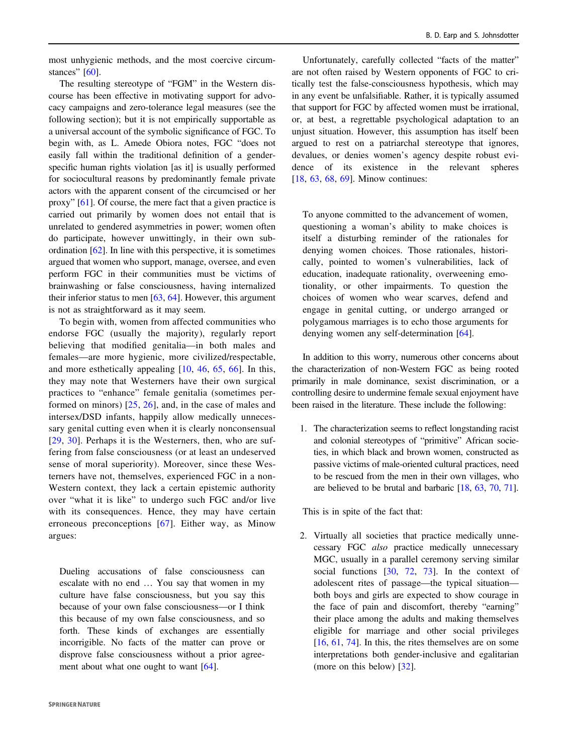most unhygienic methods, and the most coercive circumstances" [60].

The resulting stereotype of "FGM" in the Western discourse has been effective in motivating support for advocacy campaigns and zero-tolerance legal measures (see the following section); but it is not empirically supportable as a universal account of the symbolic significance of FGC. To begin with, as L. Amede Obiora notes, FGC "does not easily fall within the traditional definition of a gender-specific human rights violation [as it] is usually performed for sociocultural reasons by predominantly female private actors with the apparent consent of the circumcised or her proxy" [61]. Of course, the mere fact that a given practice is carried out primarily by women does not entail that is unrelated to gendered asymmetries in power; women often do participate, however unwittingly, in their own subordination [62]. In line with this perspective, it is sometimes argued that women who support, manage, oversee, and even perform FGC in their communities must be victims of brainwashing or false consciousness, having internalized their inferior status to men [63, 64]. However, this argument is not as straightforward as it may seem.

To begin with, women from affected communities who endorse FGC (usually the majority), regularly report believing that modified genitalia—in both males and females—are more hygienic, more civilized/respectable, and more esthetically appealing [10, 46, 65, 66]. In this, they may note that Westerners have their own surgical practices to "enhance" female genitalia (sometimes performed on minors) [25, 26], and, in the case of males and intersex/DSD infants, happily allow medically unnecessary genital cutting even when it is clearly nonconsensual [29, 30]. Perhaps it is the Westerners, then, who are suffering from false consciousness (or at least an undeserved sense of moral superiority). Moreover, since these Westerners have not, themselves, experienced FGC in a non-Western context, they lack a certain epistemic authority over "what it is like" to undergo such FGC and/or live with its consequences. Hence, they may have certain erroneous preconceptions [67]. Either way, as Minow argues:

> Dueling accusations of false consciousness can escalate with no end … You say that women in my culture have false consciousness, but you say this because of your own false consciousness—or I think this because of my own false consciousness, and so forth. These kinds of exchanges are essentially incorrigible. No facts of the matter can prove or disprove false consciousness without a prior agreement about what one ought to want [64].

Unfortunately, carefully collected "facts of the matter" are not often raised by Western opponents of FGC to critically test the false-consciousness hypothesis, which may in any event be unfalsifiable. Rather, it is typically assumed that support for FGC by affected women must be irrational, or, at best, a regrettable psychological adaptation to an unjust situation. However, this assumption has itself been argued to rest on a patriarchal stereotype that ignores, devalues, or denies women's agency despite robust evidence of its existence in the relevant spheres [18, 63, 68, 69]. Minow continues:

> To anyone committed to the advancement of women, questioning a woman's ability to make choices is itself a disturbing reminder of the rationales for denying women choices. Those rationales, historically, pointed to women's vulnerabilities, lack of education, inadequate rationality, overweening emotionality, or other impairments. To question the choices of women who wear scarves, defend and engage in genital cutting, or undergo arranged or polygamous marriages is to echo those arguments for denying women any self-determination [64].

In addition to this worry, numerous other concerns about the characterization of non-Western FGC as being rooted primarily in male dominance, sexist discrimination, or a controlling desire to undermine female sexual enjoyment have been raised in the literature. These include the following:

1. The characterization seems to reflect longstanding racist and colonial stereotypes of "primitive" African societies, in which black and brown women, constructed as passive victims of male-oriented cultural practices, need to be rescued from the men in their own villages, who are believed to be brutal and barbaric [18, 63, 70, 71].

This is in spite of the fact that:

2. Virtually all societies that practice medically unnecessary FGC *also* practice medically unnecessary MGC, usually in a parallel ceremony serving similar social functions [30, 72, 73]. In the context of adolescent rites of passage—the typical situation—both boys and girls are expected to show courage in the face of pain and discomfort, thereby "earning" their place among the adults and making themselves eligible for marriage and other social privileges [16, 61, 74]. In this, the rites themselves are on some interpretations both gender-inclusive and egalitarian (more on this below) [32].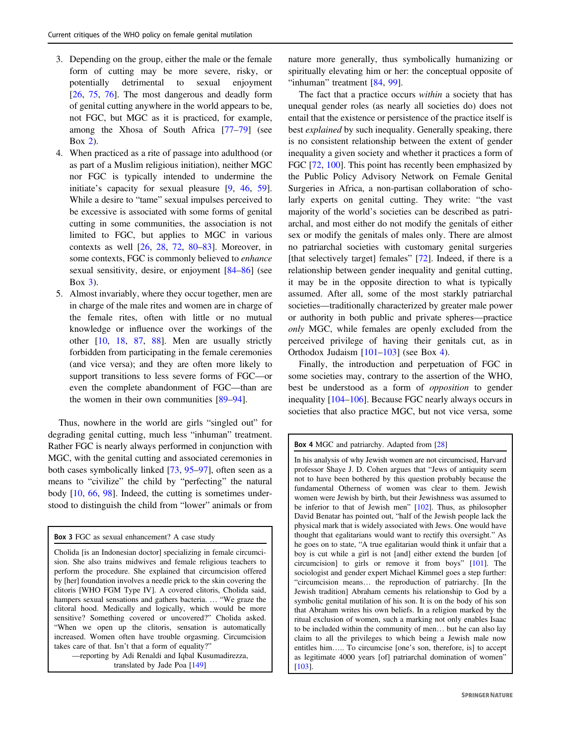3. Depending on the group, either the male or the female form of cutting may be more severe, risky, or potentially detrimental to sexual enjoyment [26, 75, 76]. The most dangerous and deadly form of genital cutting anywhere in the world appears to be, not FGC, but MGC as it is practiced, for example, among the Xhosa of South Africa [77–79] (see Box 2).
4. When practiced as a rite of passage into adulthood (or as part of a Muslim religious initiation), neither MGC nor FGC is typically intended to undermine the initiate's capacity for sexual pleasure [9, 46, 59]. While a desire to "tame" sexual impulses perceived to be excessive is associated with some forms of genital cutting in some communities, the association is not limited to FGC, but applies to MGC in various contexts as well [26, 28, 72, 80–83]. Moreover, in some contexts, FGC is commonly believed to *enhance* sexual sensitivity, desire, or enjoyment [84–86] (see Box 3).
5. Almost invariably, where they occur together, men are in charge of the male rites and women are in charge of the female rites, often with little or no mutual knowledge or influence over the workings of the other [10, 18, 87, 88]. Men are usually strictly forbidden from participating in the female ceremonies (and vice versa); and they are often more likely to support transitions to less severe forms of FGC—or even the complete abandonment of FGC—than are the women in their own communities [89–94].

Thus, nowhere in the world are girls "singled out" for degrading genital cutting, much less "inhuman" treatment. Rather FGC is nearly always performed in conjunction with MGC, with the genital cutting and associated ceremonies in both cases symbolically linked [73, 95–97], often seen as a means to "civilize" the child by "perfecting" the natural body [10, 66, 98]. Indeed, the cutting is sometimes understood to distinguish the child from "lower" animals or from nature more generally, thus symbolically humanizing or spiritually elevating him or her: the conceptual opposite of "inhuman" treatment [84, 99].

The fact that a practice occurs *within* a society that has unequal gender roles (as nearly all societies do) does not entail that the existence or persistence of the practice itself is best *explained* by such inequality. Generally speaking, there is no consistent relationship between the extent of gender inequality a given society and whether it practices a form of FGC [72, 100]. This point has recently been emphasized by the Public Policy Advisory Network on Female Genital Surgeries in Africa, a non-partisan collaboration of scholarly experts on genital cutting. They write: "the vast majority of the world's societies can be described as patriarchal, and most either do not modify the genitals of either sex or modify the genitals of males only. There are almost no patriarchal societies with customary genital surgeries [that selectively target] females" [72]. Indeed, if there is a relationship between gender inequality and genital cutting, it may be in the opposite direction to what is typically assumed. After all, some of the most starkly patriarchal societies—traditionally characterized by greater male power or authority in both public and private spheres—practice *only* MGC, while females are openly excluded from the perceived privilege of having their genitals cut, as in Orthodox Judaism [101–103] (see Box 4).

Finally, the introduction and perpetuation of FGC in some societies may, contrary to the assertion of the WHO, best be understood as a form of *opposition* to gender inequality [104–106]. Because FGC nearly always occurs in societies that also practice MGC, but not vice versa, some

**Box 3** FGC as sexual enhancement? A case study

Cholida [is an Indonesian doctor] specializing in female circumcision. She also trains midwives and female religious teachers to perform the procedure. She explained that female circumcision offered by [her] foundation involves a needle prick to the skin covering the clitoris [WHO FGM Type IV]. A covered clitoris, Cholida said, hampers sexual sensations and gathers bacteria. … "We graze the clitoral hood. Medically and logically, which would be more sensitive? Something covered or uncovered?" Cholida asked. "When we open up the clitoris, sensation is automatically increased. Women often have trouble orgasming. Circumcision takes care of that. Isn't that a form of equality?"

—reporting by Adi Renaldi and Iqbal Kusumadirezza, translated by Jade Poa [149]

**Box 4** MGC and patriarchy. Adapted from [28]

In his analysis of why Jewish women are not circumcised, Harvard professor Shaye J. D. Cohen argues that "Jews of antiquity seem not to have been bothered by this question probably because the fundamental Otherness of women was clear to them. Jewish women were Jewish by birth, but their Jewishness was assumed to be inferior to that of Jewish men" [102]. Thus, as philosopher David Benatar has pointed out, "half of the Jewish people lack the physical mark that is widely associated with Jews. One would have thought that egalitarians would want to rectify this oversight." As he goes on to state, "A true egalitarian would think it unfair that a boy is cut while a girl is not [and] either extend the burden [of circumcision] to girls or remove it from boys" [101]. The sociologist and gender expert Michael Kimmel goes a step further: "circumcision means… the reproduction of patriarchy. [In the Jewish tradition] Abraham cements his relationship to God by a symbolic genital mutilation of his son. It is on the body of his son that Abraham writes his own beliefs. In a religion marked by the ritual exclusion of women, such a marking not only enables Isaac to be included within the community of men… but he can also lay claim to all the privileges to which being a Jewish male now entitles him….. To circumcise [one's son, therefore, is] to accept as legitimate 4000 years [of] patriarchal domination of women" [103].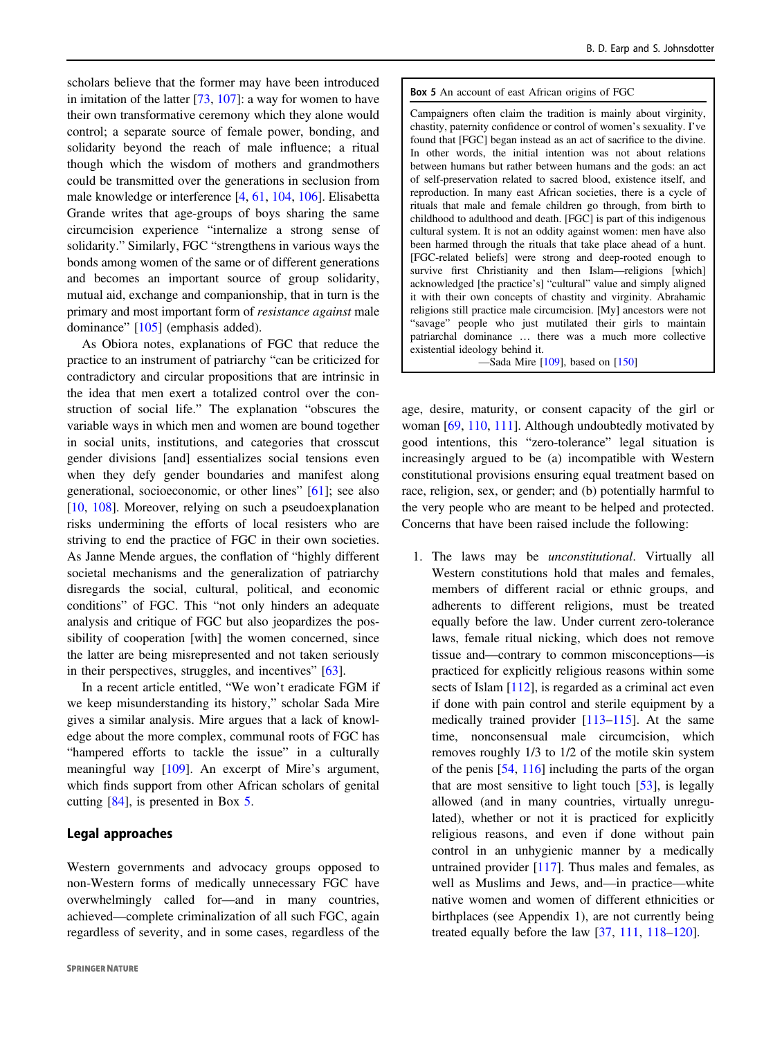scholars believe that the former may have been introduced in imitation of the latter [73, 107]: a way for women to have their own transformative ceremony which they alone would control; a separate source of female power, bonding, and solidarity beyond the reach of male influence; a ritual though which the wisdom of mothers and grandmothers could be transmitted over the generations in seclusion from male knowledge or interference [4, 61, 104, 106]. Elisabetta Grande writes that age-groups of boys sharing the same circumcision experience "internalize a strong sense of solidarity." Similarly, FGC "strengthens in various ways the bonds among women of the same or of different generations and becomes an important source of group solidarity, mutual aid, exchange and companionship, that in turn is the primary and most important form of *resistance against* male dominance" [105] (emphasis added).

As Obiora notes, explanations of FGC that reduce the practice to an instrument of patriarchy "can be criticized for contradictory and circular propositions that are intrinsic in the idea that men exert a totalized control over the construction of social life." The explanation "obscures the variable ways in which men and women are bound together in social units, institutions, and categories that crosscut gender divisions [and] essentializes social tensions even when they defy gender boundaries and manifest along generational, socioeconomic, or other lines" [61]; see also [10, 108]. Moreover, relying on such a pseudoexplanation risks undermining the efforts of local resisters who are striving to end the practice of FGC in their own societies. As Janne Mende argues, the conflation of "highly different societal mechanisms and the generalization of patriarchy disregards the social, cultural, political, and economic conditions" of FGC. This "not only hinders an adequate analysis and critique of FGC but also jeopardizes the possibility of cooperation [with] the women concerned, since the latter are being misrepresented and not taken seriously in their perspectives, struggles, and incentives" [63].

In a recent article entitled, "We won't eradicate FGM if we keep misunderstanding its history," scholar Sada Mire gives a similar analysis. Mire argues that a lack of knowledge about the more complex, communal roots of FGC has "hampered efforts to tackle the issue" in a culturally meaningful way [109]. An excerpt of Mire's argument, which finds support from other African scholars of genital cutting [84], is presented in Box 5.

> **Box 5** An account of east African origins of FGC
>
> Campaigners often claim the tradition is mainly about virginity, chastity, paternity confidence or control of women's sexuality. I've found that [FGC] began instead as an act of sacrifice to the divine. In other words, the initial intention was not about relations between humans but rather between humans and the gods: an act of self-preservation related to sacred blood, existence itself, and reproduction. In many east African societies, there is a cycle of rituals that male and female children go through, from birth to childhood to adulthood and death. [FGC] is part of this indigenous cultural system. It is not an oddity against women: men have also been harmed through the rituals that take place ahead of a hunt. [FGC-related beliefs] were strong and deep-rooted enough to survive first Christianity and then Islam—religions [which] acknowledged [the practice's] "cultural" value and simply aligned it with their own concepts of chastity and virginity. Abrahamic religions still practice male circumcision. [My] ancestors were not "savage" people who just mutilated their girls to maintain patriarchal dominance … there was a much more collective existential ideology behind it.
>
> —Sada Mire [109], based on [150]

## Legal approaches

Western governments and advocacy groups opposed to non-Western forms of medically unnecessary FGC have overwhelmingly called for—and in many countries, achieved—complete criminalization of all such FGC, again regardless of severity, and in some cases, regardless of the age, desire, maturity, or consent capacity of the girl or woman [69, 110, 111]. Although undoubtedly motivated by good intentions, this "zero-tolerance" legal situation is increasingly argued to be (a) incompatible with Western constitutional provisions ensuring equal treatment based on race, religion, sex, or gender; and (b) potentially harmful to the very people who are meant to be helped and protected. Concerns that have been raised include the following:

1. The laws may be *unconstitutional*. Virtually all Western constitutions hold that males and females, members of different racial or ethnic groups, and adherents to different religions, must be treated equally before the law. Under current zero-tolerance laws, female ritual nicking, which does not remove tissue and—contrary to common misconceptions—is practiced for explicitly religious reasons within some sects of Islam [112], is regarded as a criminal act even if done with pain control and sterile equipment by a medically trained provider [113–115]. At the same time, nonconsensual male circumcision, which removes roughly 1/3 to 1/2 of the motile skin system of the penis [54, 116] including the parts of the organ that are most sensitive to light touch [53], is legally allowed (and in many countries, virtually unregulated), whether or not it is practiced for explicitly religious reasons, and even if done without pain control in an unhygienic manner by a medically untrained provider [117]. Thus males and females, as well as Muslims and Jews, and—in practice—white native women and women of different ethnicities or birthplaces (see Appendix 1), are not currently being treated equally before the law [37, 111, 118–120].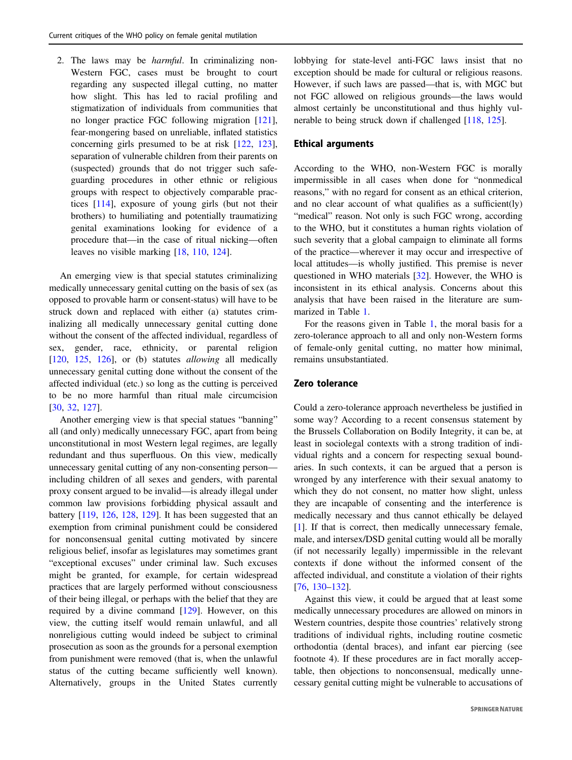2. The laws may be *harmful*. In criminalizing non-Western FGC, cases must be brought to court regarding any suspected illegal cutting, no matter how slight. This has led to racial profiling and stigmatization of individuals from communities that no longer practice FGC following migration [121], fear-mongering based on unreliable, inflated statistics concerning girls presumed to be at risk [122, 123], separation of vulnerable children from their parents on (suspected) grounds that do not trigger such safeguarding procedures in other ethnic or religious groups with respect to objectively comparable practices [114], exposure of young girls (but not their brothers) to humiliating and potentially traumatizing genital examinations looking for evidence of a procedure that—in the case of ritual nicking—often leaves no visible marking [18, 110, 124].

An emerging view is that special statutes criminalizing medically unnecessary genital cutting on the basis of sex (as opposed to provable harm or consent-status) will have to be struck down and replaced with either (a) statutes criminalizing all medically unnecessary genital cutting done without the consent of the affected individual, regardless of sex, gender, race, ethnicity, or parental religion [120, 125, 126], or (b) statutes *allowing* all medically unnecessary genital cutting done without the consent of the affected individual (etc.) so long as the cutting is perceived to be no more harmful than ritual male circumcision [30, 32, 127].

Another emerging view is that special statues "banning" all (and only) medically unnecessary FGC, apart from being unconstitutional in most Western legal regimes, are legally redundant and thus superfluous. On this view, medically unnecessary genital cutting of any non-consenting person—including children of all sexes and genders, with parental proxy consent argued to be invalid—is already illegal under common law provisions forbidding physical assault and battery [119, 126, 128, 129]. It has been suggested that an exemption from criminal punishment could be considered for nonconsensual genital cutting motivated by sincere religious belief, insofar as legislatures may sometimes grant "exceptional excuses" under criminal law. Such excuses might be granted, for example, for certain widespread practices that are largely performed without consciousness of their being illegal, or perhaps with the belief that they are required by a divine command [129]. However, on this view, the cutting itself would remain unlawful, and all nonreligious cutting would indeed be subject to criminal prosecution as soon as the grounds for a personal exemption from punishment were removed (that is, when the unlawful status of the cutting became sufficiently well known). Alternatively, groups in the United States currently lobbying for state-level anti-FGC laws insist that no exception should be made for cultural or religious reasons. However, if such laws are passed—that is, with MGC but not FGC allowed on religious grounds—the laws would almost certainly be unconstitutional and thus highly vulnerable to being struck down if challenged [118, 125].

## Ethical arguments

According to the WHO, non-Western FGC is morally impermissible in all cases when done for "nonmedical reasons," with no regard for consent as an ethical criterion, and no clear account of what qualifies as a sufficient(ly) "medical" reason. Not only is such FGC wrong, according to the WHO, but it constitutes a human rights violation of such severity that a global campaign to eliminate all forms of the practice—wherever it may occur and irrespective of local attitudes—is wholly justified. This premise is never questioned in WHO materials [32]. However, the WHO is inconsistent in its ethical analysis. Concerns about this analysis that have been raised in the literature are summarized in Table 1.

For the reasons given in Table 1, the moral basis for a zero-tolerance approach to all and only non-Western forms of female-only genital cutting, no matter how minimal, remains unsubstantiated.

## Zero tolerance

Could a zero-tolerance approach nevertheless be justified in some way? According to a recent consensus statement by the Brussels Collaboration on Bodily Integrity, it can be, at least in sociolegal contexts with a strong tradition of individual rights and a concern for respecting sexual boundaries. In such contexts, it can be argued that a person is wronged by any interference with their sexual anatomy to which they do not consent, no matter how slight, unless they are incapable of consenting and the interference is medically necessary and thus cannot ethically be delayed [1]. If that is correct, then medically unnecessary female, male, and intersex/DSD genital cutting would all be morally (if not necessarily legally) impermissible in the relevant contexts if done without the informed consent of the affected individual, and constitute a violation of their rights [76, 130–132].

Against this view, it could be argued that at least some medically unnecessary procedures are allowed on minors in Western countries, despite those countries' relatively strong traditions of individual rights, including routine cosmetic orthodontia (dental braces), and infant ear piercing (see footnote 4). If these procedures are in fact morally acceptable, then objections to nonconsensual, medically unnecessary genital cutting might be vulnerable to accusations of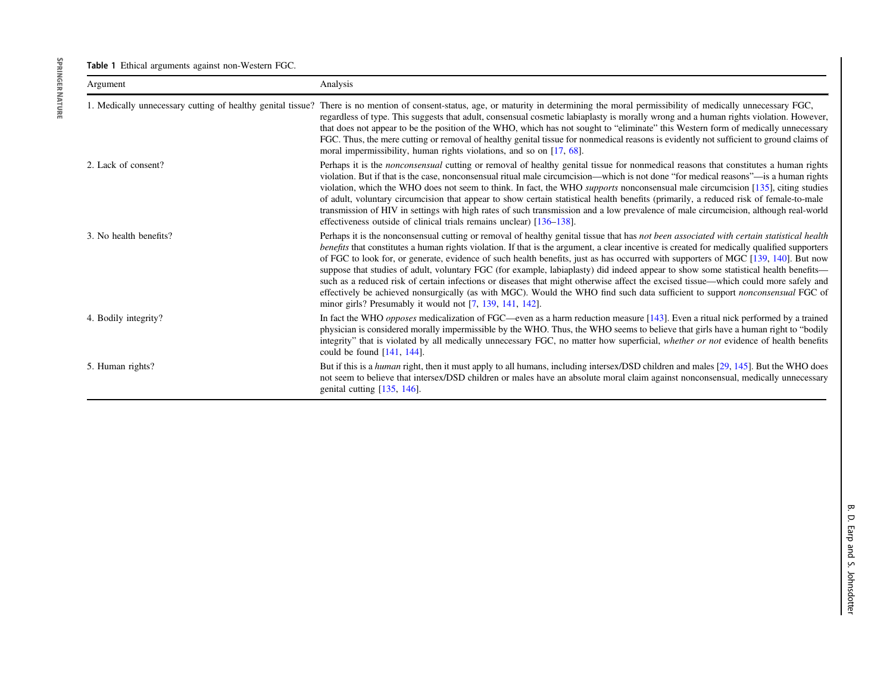**Table 1** Ethical arguments against non-Western FGC.

| Argument | Analysis |
|---|---|
| 1. Medically unnecessary cutting of healthy genital tissue? | There is no mention of consent-status, age, or maturity in determining the moral permissibility of medically unnecessary FGC, regardless of type. This suggests that adult, consensual cosmetic labiaplasty is morally wrong and a human rights violation. However, that does not appear to be the position of the WHO, which has not sought to "eliminate" this Western form of medically unnecessary FGC. Thus, the mere cutting or removal of healthy genital tissue for nonmedical reasons is evidently not sufficient to ground claims of moral impermissibility, human rights violations, and so on [17, 68]. |
| 2. Lack of consent? | Perhaps it is the *nonconsensual* cutting or removal of healthy genital tissue for nonmedical reasons that constitutes a human rights violation. But if that is the case, nonconsensual ritual male circumcision—which is not done "for medical reasons"—is a human rights violation, which the WHO does not seem to think. In fact, the WHO *supports* nonconsensual male circumcision [135], citing studies of adult, voluntary circumcision that appear to show certain statistical health benefits (primarily, a reduced risk of female-to-male transmission of HIV in settings with high rates of such transmission and a low prevalence of male circumcision, although real-world effectiveness outside of clinical trials remains unclear) [136–138]. |
| 3. No health benefits? | Perhaps it is the nonconsensual cutting or removal of healthy genital tissue that has *not been associated with certain statistical health benefits* that constitutes a human rights violation. If that is the argument, a clear incentive is created for medically qualified supporters of FGC to look for, or generate, evidence of such health benefits, just as has occurred with supporters of MGC [139, 140]. But now suppose that studies of adult, voluntary FGC (for example, labiaplasty) did indeed appear to show some statistical health benefits—such as a reduced risk of certain infections or diseases that might otherwise affect the excised tissue—which could more safely and effectively be achieved nonsurgically (as with MGC). Would the WHO find such data sufficient to support *nonconsensual* FGC of minor girls? Presumably it would not [7, 139, 141, 142]. |
| 4. Bodily integrity? | In fact the WHO *opposes* medicalization of FGC—even as a harm reduction measure [143]. Even a ritual nick performed by a trained physician is considered morally impermissible by the WHO. Thus, the WHO seems to believe that girls have a human right to "bodily integrity" that is violated by all medically unnecessary FGC, no matter how superficial, *whether or not* evidence of health benefits could be found [141, 144]. |
| 5. Human rights? | But if this is a *human* right, then it must apply to all humans, including intersex/DSD children and males [29, 145]. But the WHO does not seem to believe that intersex/DSD children or males have an absolute moral claim against nonconsensual, medically unnecessary genital cutting [135, 146]. |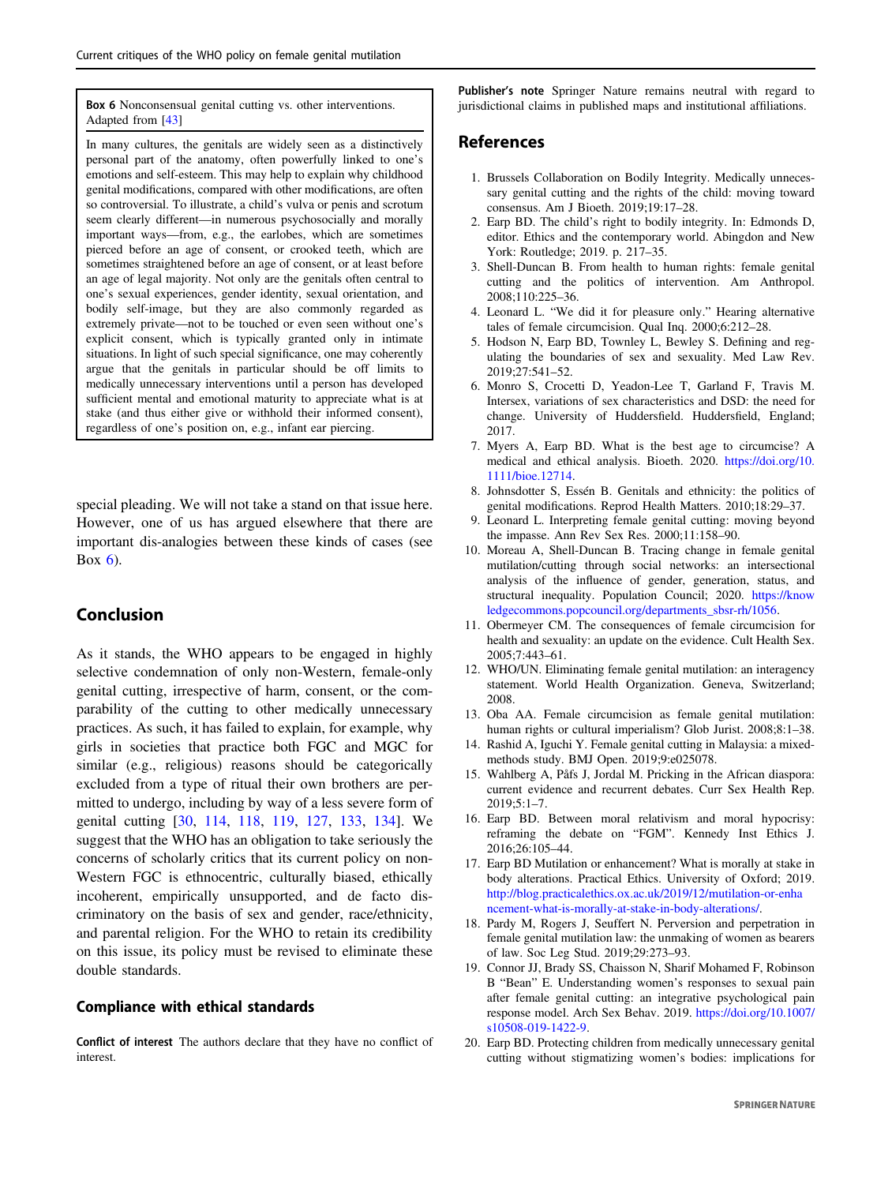**Box 6** Nonconsensual genital cutting vs. other interventions. Adapted from [43]

In many cultures, the genitals are widely seen as a distinctively personal part of the anatomy, often powerfully linked to one's emotions and self-esteem. This may help to explain why childhood genital modifications, compared with other modifications, are often so controversial. To illustrate, a child's vulva or penis and scrotum seem clearly different—in numerous psychosocially and morally important ways—from, e.g., the earlobes, which are sometimes pierced before an age of consent, or crooked teeth, which are sometimes straightened before an age of consent, or at least before an age of legal majority. Not only are the genitals often central to one's sexual experiences, gender identity, sexual orientation, and bodily self-image, but they are also commonly regarded as extremely private—not to be touched or even seen without one's explicit consent, which is typically granted only in intimate situations. In light of such special considerations, one may coherently argue that the genitals in particular should be off limits to medically unnecessary interventions until a person has developed sufficient mental and emotional maturity to appreciate what is at stake (and thus either give or withhold their informed consent), regardless of one's position on, e.g., infant ear piercing.

special pleading. We will not take a stand on that issue here. However, one of us has argued elsewhere that there are important dis-analogies between these kinds of cases (see Box 6).

## Conclusion

As it stands, the WHO appears to be engaged in highly selective condemnation of only non-Western, female-only genital cutting, irrespective of harm, consent, or the comparability of the cutting to other medically unnecessary practices. As such, it has failed to explain, for example, why girls in societies that practice both FGC and MGC for similar (e.g., religious) reasons should be categorically excluded from a type of ritual their own brothers are permitted to undergo, including by way of a less severe form of genital cutting [30, 114, 118, 119, 127, 133, 134]. We suggest that the WHO has an obligation to take seriously the concerns of scholarly critics that its current policy on non-Western FGC is ethnocentric, culturally biased, ethically incoherent, empirically unsupported, and de facto discriminatory on the basis of sex and gender, race/ethnicity, and parental religion. For the WHO to retain its credibility on this issue, its policy must be revised to eliminate these double standards.

### Compliance with ethical standards

**Conflict of interest** The authors declare that they have no conflict of interest.

**Publisher's note** Springer Nature remains neutral with regard to jurisdictional claims in published maps and institutional affiliations.

## References

1. Brussels Collaboration on Bodily Integrity. Medically unnecessary genital cutting and the rights of the child: moving toward consensus. Am J Bioeth. 2019;19:17–28.
2. Earp BD. The child's right to bodily integrity. In: Edmonds D, editor. Ethics and the contemporary world. Abingdon and New York: Routledge; 2019. p. 217–35.
3. Shell-Duncan B. From health to human rights: female genital cutting and the politics of intervention. Am Anthropol. 2008;110:225–36.
4. Leonard L. "We did it for pleasure only." Hearing alternative tales of female circumcision. Qual Inq. 2000;6:212–28.
5. Hodson N, Earp BD, Townley L, Bewley S. Defining and regulating the boundaries of sex and sexuality. Med Law Rev. 2019;27:541–52.
6. Monro S, Crocetti D, Yeadon-Lee T, Garland F, Travis M. Intersex, variations of sex characteristics and DSD: the need for change. University of Huddersfield. Huddersfield, England; 2017.
7. Myers A, Earp BD. What is the best age to circumcise? A medical and ethical analysis. Bioeth. 2020. https://doi.org/10.1111/bioe.12714.
8. Johnsdotter S, Essén B. Genitals and ethnicity: the politics of genital modifications. Reprod Health Matters. 2010;18:29–37.
9. Leonard L. Interpreting female genital cutting: moving beyond the impasse. Ann Rev Sex Res. 2000;11:158–90.
10. Moreau A, Shell-Duncan B. Tracing change in female genital mutilation/cutting through social networks: an intersectional analysis of the influence of gender, generation, status, and structural inequality. Population Council; 2020. https://knowledgecommons.popcouncil.org/departments_sbsr-rh/1056.
11. Obermeyer CM. The consequences of female circumcision for health and sexuality: an update on the evidence. Cult Health Sex. 2005;7:443–61.
12. WHO/UN. Eliminating female genital mutilation: an interagency statement. World Health Organization. Geneva, Switzerland; 2008.
13. Oba AA. Female circumcision as female genital mutilation: human rights or cultural imperialism? Glob Jurist. 2008;8:1–38.
14. Rashid A, Iguchi Y. Female genital cutting in Malaysia: a mixed-methods study. BMJ Open. 2019;9:e025078.
15. Wahlberg A, Påfs J, Jordal M. Pricking in the African diaspora: current evidence and recurrent debates. Curr Sex Health Rep. 2019;5:1–7.
16. Earp BD. Between moral relativism and moral hypocrisy: reframing the debate on "FGM". Kennedy Inst Ethics J. 2016;26:105–44.
17. Earp BD Mutilation or enhancement? What is morally at stake in body alterations. Practical Ethics. University of Oxford; 2019. http://blog.practicalethics.ox.ac.uk/2019/12/mutilation-or-enhancement-what-is-morally-at-stake-in-body-alterations/.
18. Pardy M, Rogers J, Seuffert N. Perversion and perpetration in female genital mutilation law: the unmaking of women as bearers of law. Soc Leg Stud. 2019;29:273–93.
19. Connor JJ, Brady SS, Chaisson N, Sharif Mohamed F, Robinson B "Bean" E. Understanding women's responses to sexual pain after female genital cutting: an integrative psychological pain response model. Arch Sex Behav. 2019. https://doi.org/10.1007/s10508-019-1422-9.
20. Earp BD. Protecting children from medically unnecessary genital cutting without stigmatizing women's bodies: implications for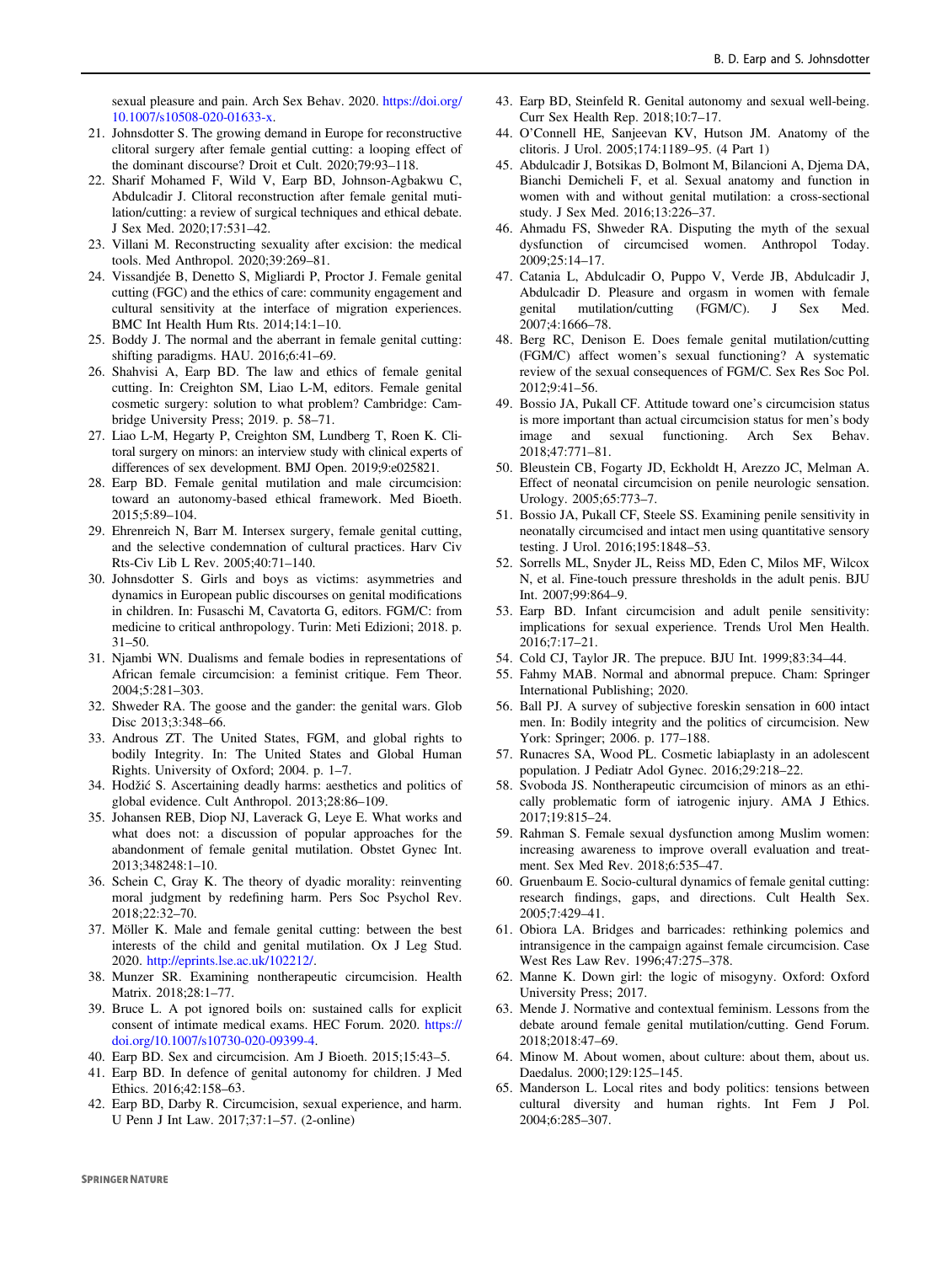sexual pleasure and pain. Arch Sex Behav. 2020. https://doi.org/10.1007/s10508-020-01633-x.

21. Johnsdotter S. The growing demand in Europe for reconstructive clitoral surgery after female gential cutting: a looping effect of the dominant discourse? Droit et Cult. 2020;79:93–118.
22. Sharif Mohamed F, Wild V, Earp BD, Johnson-Agbakwu C, Abdulcadir J. Clitoral reconstruction after female genital mutilation/cutting: a review of surgical techniques and ethical debate. J Sex Med. 2020;17:531–42.
23. Villani M. Reconstructing sexuality after excision: the medical tools. Med Anthropol. 2020;39:269–81.
24. Vissandjée B, Denetto S, Migliardi P, Proctor J. Female genital cutting (FGC) and the ethics of care: community engagement and cultural sensitivity at the interface of migration experiences. BMC Int Health Hum Rts. 2014;14:1–10.
25. Boddy J. The normal and the aberrant in female genital cutting: shifting paradigms. HAU. 2016;6:41–69.
26. Shahvisi A, Earp BD. The law and ethics of female genital cutting. In: Creighton SM, Liao L-M, editors. Female genital cosmetic surgery: solution to what problem? Cambridge: Cambridge University Press; 2019. p. 58–71.
27. Liao L-M, Hegarty P, Creighton SM, Lundberg T, Roen K. Clitoral surgery on minors: an interview study with clinical experts of differences of sex development. BMJ Open. 2019;9:e025821.
28. Earp BD. Female genital mutilation and male circumcision: toward an autonomy-based ethical framework. Med Bioeth. 2015;5:89–104.
29. Ehrenreich N, Barr M. Intersex surgery, female genital cutting, and the selective condemnation of cultural practices. Harv Civ Rts-Civ Lib L Rev. 2005;40:71–140.
30. Johnsdotter S. Girls and boys as victims: asymmetries and dynamics in European public discourses on genital modifications in children. In: Fusaschi M, Cavatorta G, editors. FGM/C: from medicine to critical anthropology. Turin: Meti Edizioni; 2018. p. 31–50.
31. Njambi WN. Dualisms and female bodies in representations of African female circumcision: a feminist critique. Fem Theor. 2004;5:281–303.
32. Shweder RA. The goose and the gander: the genital wars. Glob Disc 2013;3:348–66.
33. Androus ZT. The United States, FGM, and global rights to bodily Integrity. In: The United States and Global Human Rights. University of Oxford; 2004. p. 1–7.
34. Hodžić S. Ascertaining deadly harms: aesthetics and politics of global evidence. Cult Anthropol. 2013;28:86–109.
35. Johansen REB, Diop NJ, Laverack G, Leye E. What works and what does not: a discussion of popular approaches for the abandonment of female genital mutilation. Obstet Gynec Int. 2013;348248:1–10.
36. Schein C, Gray K. The theory of dyadic morality: reinventing moral judgment by redefining harm. Pers Soc Psychol Rev. 2018;22:32–70.
37. Möller K. Male and female genital cutting: between the best interests of the child and genital mutilation. Ox J Leg Stud. 2020. http://eprints.lse.ac.uk/102212/.
38. Munzer SR. Examining nontherapeutic circumcision. Health Matrix. 2018;28:1–77.
39. Bruce L. A pot ignored boils on: sustained calls for explicit consent of intimate medical exams. HEC Forum. 2020. https://doi.org/10.1007/s10730-020-09399-4.
40. Earp BD. Sex and circumcision. Am J Bioeth. 2015;15:43–5.
41. Earp BD. In defence of genital autonomy for children. J Med Ethics. 2016;42:158–63.
42. Earp BD, Darby R. Circumcision, sexual experience, and harm. U Penn J Int Law. 2017;37:1–57. (2-online)
43. Earp BD, Steinfeld R. Genital autonomy and sexual well-being. Curr Sex Health Rep. 2018;10:7–17.
44. O'Connell HE, Sanjeevan KV, Hutson JM. Anatomy of the clitoris. J Urol. 2005;174:1189–95. (4 Part 1)
45. Abdulcadir J, Botsikas D, Bolmont M, Bilancioni A, Djema DA, Bianchi Demicheli F, et al. Sexual anatomy and function in women with and without genital mutilation: a cross-sectional study. J Sex Med. 2016;13:226–37.
46. Ahmadu FS, Shweder RA. Disputing the myth of the sexual dysfunction of circumcised women. Anthropol Today. 2009;25:14–17.
47. Catania L, Abdulcadir O, Puppo V, Verde JB, Abdulcadir J, Abdulcadir D. Pleasure and orgasm in women with female genital mutilation/cutting (FGM/C). J Sex Med. 2007;4:1666–78.
48. Berg RC, Denison E. Does female genital mutilation/cutting (FGM/C) affect women's sexual functioning? A systematic review of the sexual consequences of FGM/C. Sex Res Soc Pol. 2012;9:41–56.
49. Bossio JA, Pukall CF. Attitude toward one's circumcision status is more important than actual circumcision status for men's body image and sexual functioning. Arch Sex Behav. 2018;47:771–81.
50. Bleustein CB, Fogarty JD, Eckholdt H, Arezzo JC, Melman A. Effect of neonatal circumcision on penile neurologic sensation. Urology. 2005;65:773–7.
51. Bossio JA, Pukall CF, Steele SS. Examining penile sensitivity in neonatally circumcised and intact men using quantitative sensory testing. J Urol. 2016;195:1848–53.
52. Sorrells ML, Snyder JL, Reiss MD, Eden C, Milos MF, Wilcox N, et al. Fine-touch pressure thresholds in the adult penis. BJU Int. 2007;99:864–9.
53. Earp BD. Infant circumcision and adult penile sensitivity: implications for sexual experience. Trends Urol Men Health. 2016;7:17–21.
54. Cold CJ, Taylor JR. The prepuce. BJU Int. 1999;83:34–44.
55. Fahmy MAB. Normal and abnormal prepuce. Cham: Springer International Publishing; 2020.
56. Ball PJ. A survey of subjective foreskin sensation in 600 intact men. In: Bodily integrity and the politics of circumcision. New York: Springer; 2006. p. 177–188.
57. Runacres SA, Wood PL. Cosmetic labiaplasty in an adolescent population. J Pediatr Adol Gynec. 2016;29:218–22.
58. Svoboda JS. Nontherapeutic circumcision of minors as an ethically problematic form of iatrogenic injury. AMA J Ethics. 2017;19:815–24.
59. Rahman S. Female sexual dysfunction among Muslim women: increasing awareness to improve overall evaluation and treatment. Sex Med Rev. 2018;6:535–47.
60. Gruenbaum E. Socio-cultural dynamics of female genital cutting: research findings, gaps, and directions. Cult Health Sex. 2005;7:429–41.
61. Obiora LA. Bridges and barricades: rethinking polemics and intransigence in the campaign against female circumcision. Case West Res Law Rev. 1996;47:275–378.
62. Manne K. Down girl: the logic of misogyny. Oxford: Oxford University Press; 2017.
63. Mende J. Normative and contextual feminism. Lessons from the debate around female genital mutilation/cutting. Gend Forum. 2018;2018:47–69.
64. Minow M. About women, about culture: about them, about us. Daedalus. 2000;129:125–145.
65. Manderson L. Local rites and body politics: tensions between cultural diversity and human rights. Int Fem J Pol. 2004;6:285–307.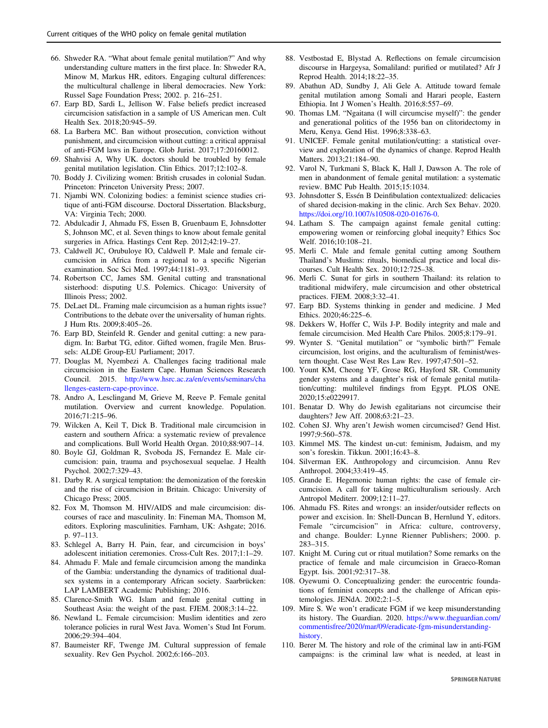66. Shweder RA. "What about female genital mutilation?" And why understanding culture matters in the first place. In: Shweder RA, Minow M, Markus HR, editors. Engaging cultural differences: the multicultural challenge in liberal democracies. New York: Russel Sage Foundation Press; 2002. p. 216–251.
67. Earp BD, Sardi L, Jellison W. False beliefs predict increased circumcision satisfaction in a sample of US American men. Cult Health Sex. 2018;20:945–59.
68. La Barbera MC. Ban without prosecution, conviction without punishment, and circumcision without cutting: a critical appraisal of anti-FGM laws in Europe. Glob Jurist. 2017;17:20160012.
69. Shahvisi A, Why UK. doctors should be troubled by female genital mutilation legislation. Clin Ethics. 2017;12:102–8.
70. Boddy J. Civilizing women: British crusades in colonial Sudan. Princeton: Princeton University Press; 2007.
71. Njambi WN. Colonizing bodies: a feminist science studies critique of anti-FGM discourse. Doctoral Dissertation. Blacksburg, VA: Virginia Tech; 2000.
72. Abdulcadir J, Ahmadu FS, Essen B, Gruenbaum E, Johnsdotter S, Johnson MC, et al. Seven things to know about female genital surgeries in Africa. Hastings Cent Rep. 2012;42:19–27.
73. Caldwell JC, Orubuloye IO, Caldwell P. Male and female circumcision in Africa from a regional to a specific Nigerian examination. Soc Sci Med. 1997;44:1181–93.
74. Robertson CC, James SM. Genital cutting and transnational sisterhood: disputing U.S. Polemics. Chicago: University of Illinois Press; 2002.
75. DeLaet DL. Framing male circumcision as a human rights issue? Contributions to the debate over the universality of human rights. J Hum Rts. 2009;8:405–26.
76. Earp BD, Steinfeld R. Gender and genital cutting: a new paradigm. In: Barbat TG, editor. Gifted women, fragile Men. Brussels: ALDE Group-EU Parliament; 2017.
77. Douglas M, Nyembezi A. Challenges facing traditional male circumcision in the Eastern Cape. Human Sciences Research Council. 2015. http://www.hsrc.ac.za/en/events/seminars/challenges-eastern-cape-province.
78. Andro A, Lesclingand M, Grieve M, Reeve P. Female genital mutilation. Overview and current knowledge. Population. 2016;71:215–96.
79. Wilcken A, Keil T, Dick B. Traditional male circumcision in eastern and southern Africa: a systematic review of prevalence and complications. Bull World Health Organ. 2010;88:907–14.
80. Boyle GJ, Goldman R, Svoboda JS, Fernandez E. Male circumcision: pain, trauma and psychosexual sequelae. J Health Psychol. 2002;7:329–43.
81. Darby R. A surgical temptation: the demonization of the foreskin and the rise of circumcision in Britain. Chicago: University of Chicago Press; 2005.
82. Fox M, Thomson M. HIV/AIDS and male circumcision: discourses of race and masculinity. In: Fineman MA, Thomson M, editors. Exploring masculinities. Farnham, UK: Ashgate; 2016. p. 97–113.
83. Schlegel A, Barry H. Pain, fear, and circumcision in boys' adolescent initiation ceremonies. Cross-Cult Res. 2017;1:1–29.
84. Ahmadu F. Male and female circumcision among the mandinka of the Gambia: understanding the dynamics of traditional dual-sex systems in a contemporary African society. Saarbrücken: LAP LAMBERT Academic Publishing; 2016.
85. Clarence-Smith WG. Islam and female genital cutting in Southeast Asia: the weight of the past. FJEM. 2008;3:14–22.
86. Newland L. Female circumcision: Muslim identities and zero tolerance policies in rural West Java. Women's Stud Int Forum. 2006;29:394–404.
87. Baumeister RF, Twenge JM. Cultural suppression of female sexuality. Rev Gen Psychol. 2002;6:166–203.
88. Vestbostad E, Blystad A. Reflections on female circumcision discourse in Hargeysa, Somaliland: purified or mutilated? Afr J Reprod Health. 2014;18:22–35.
89. Abathun AD, Sundby J, Ali Gele A. Attitude toward female genital mutilation among Somali and Harari people, Eastern Ethiopia. Int J Women's Health. 2016;8:557–69.
90. Thomas LM. "Ngaitana (I will circumcise myself)": the gender and generational politics of the 1956 ban on clitoridectomy in Meru, Kenya. Gend Hist. 1996;8:338–63.
91. UNICEF. Female genital mutilation/cutting: a statistical overview and exploration of the dynamics of change. Reprod Health Matters. 2013;21:184–90.
92. Varol N, Turkmani S, Black K, Hall J, Dawson A. The role of men in abandonment of female genital mutilation: a systematic review. BMC Pub Health. 2015;15:1034.
93. Johnsdotter S, Essén B Deinfibulation contextualized: delicacies of shared decision-making in the clinic. Arch Sex Behav. 2020. https://doi.org/10.1007/s10508-020-01676-0.
94. Latham S. The campaign against female genital cutting: empowering women or reinforcing global inequity? Ethics Soc Welf. 2016;10:108–21.
95. Merli C. Male and female genital cutting among Southern Thailand's Muslims: rituals, biomedical practice and local discourses. Cult Health Sex. 2010;12:725–38.
96. Merli C. Sunat for girls in southern Thailand: its relation to traditional midwifery, male circumcision and other obstetrical practices. FJEM. 2008;3:32–41.
97. Earp BD. Systems thinking in gender and medicine. J Med Ethics. 2020;46:225–6.
98. Dekkers W, Hoffer C, Wils J-P. Bodily integrity and male and female circumcision. Med Health Care Philos. 2005;8:179–91.
99. Wynter S. "Genital mutilation" or "symbolic birth?" Female circumcision, lost origins, and the aculturalism of feminist/western thought. Case West Res Law Rev. 1997;47:501–52.
100. Yount KM, Cheong YF, Grose RG, Hayford SR. Community gender systems and a daughter's risk of female genital mutilation/cutting: multilevel findings from Egypt. PLOS ONE. 2020;15:e0229917.
101. Benatar D. Why do Jewish egalitarians not circumcise their daughters? Jew Aff. 2008;63:21–23.
102. Cohen SJ. Why aren't Jewish women circumcised? Gend Hist. 1997;9:560–578.
103. Kimmel MS. The kindest un-cut: feminism, Judaism, and my son's foreskin. Tikkun. 2001;16:43–8.
104. Silverman EK. Anthropology and circumcision. Annu Rev Anthropol. 2004;33:419–45.
105. Grande E. Hegemonic human rights: the case of female circumcision. A call for taking multiculturalism seriously. Arch Antropol Mediterr. 2009;12:11–27.
106. Ahmadu FS. Rites and wrongs: an insider/outsider reflects on power and excision. In: Shell-Duncan B, Hernlund Y, editors. Female "circumcision" in Africa: culture, controversy, and change. Boulder: Lynne Rienner Publishers; 2000. p. 283–315.
107. Knight M. Curing cut or ritual mutilation? Some remarks on the practice of female and male circumcision in Graeco-Roman Egypt. Isis. 2001;92:317–38.
108. Oyewumi O. Conceptualizing gender: the eurocentric foundations of feminist concepts and the challenge of African epistemologies. JENdA. 2002;2:1–5.
109. Mire S. We won't eradicate FGM if we keep misunderstanding its history. The Guardian. 2020. https://www.theguardian.com/commentisfree/2020/mar/09/eradicate-fgm-misunderstanding-history.
110. Berer M. The history and role of the criminal law in anti-FGM campaigns: is the criminal law what is needed, at least in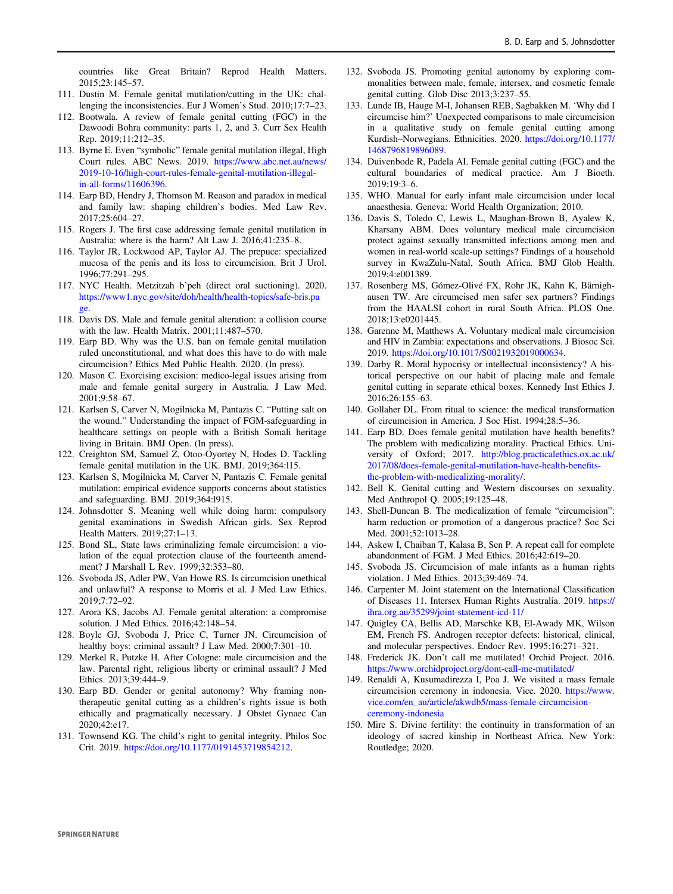countries like Great Britain? Reprod Health Matters. 2015;23:145–57.

111. Dustin M. Female genital mutilation/cutting in the UK: challenging the inconsistencies. Eur J Women's Stud. 2010;17:7–23.
112. Bootwala. A review of female genital cutting (FGC) in the Dawoodi Bohra community: parts 1, 2, and 3. Curr Sex Health Rep. 2019;11:212–35.
113. Byrne E. Even "symbolic" female genital mutilation illegal, High Court rules. ABC News. 2019. https://www.abc.net.au/news/2019-10-16/high-court-rules-female-genital-mutilation-illegal-in-all-forms/11606396.
114. Earp BD, Hendry J, Thomson M. Reason and paradox in medical and family law: shaping children's bodies. Med Law Rev. 2017;25:604–27.
115. Rogers J. The first case addressing female genital mutilation in Australia: where is the harm? Alt Law J. 2016;41:235–8.
116. Taylor JR, Lockwood AP, Taylor AJ. The prepuce: specialized mucosa of the penis and its loss to circumcision. Brit J Urol. 1996;77:291–295.
117. NYC Health. Metzitzah b'peh (direct oral suctioning). 2020. https://www1.nyc.gov/site/doh/health/health-topics/safe-bris.page.
118. Davis DS. Male and female genital alteration: a collision course with the law. Health Matrix. 2001;11:487–570.
119. Earp BD. Why was the U.S. ban on female genital mutilation ruled unconstitutional, and what does this have to do with male circumcision? Ethics Med Public Health. 2020. (In press).
120. Mason C. Exorcising excision: medico-legal issues arising from male and female genital surgery in Australia. J Law Med. 2001;9:58–67.
121. Karlsen S, Carver N, Mogilnicka M, Pantazis C. "Putting salt on the wound." Understanding the impact of FGM-safeguarding in healthcare settings on people with a British Somali heritage living in Britain. BMJ Open. (In press).
122. Creighton SM, Samuel Z, Otoo-Oyortey N, Hodes D. Tackling female genital mutilation in the UK. BMJ. 2019;364:l15.
123. Karlsen S, Mogilnicka M, Carver N, Pantazis C. Female genital mutilation: empirical evidence supports concerns about statistics and safeguarding. BMJ. 2019;364:l915.
124. Johnsdotter S. Meaning well while doing harm: compulsory genital examinations in Swedish African girls. Sex Reprod Health Matters. 2019;27:1–13.
125. Bond SL, State laws criminalizing female circumcision: a violation of the equal protection clause of the fourteenth amendment? J Marshall L Rev. 1999;32:353–80.
126. Svoboda JS, Adler PW, Van Howe RS. Is circumcision unethical and unlawful? A response to Morris et al. J Med Law Ethics. 2019;7:72–92.
127. Arora KS, Jacobs AJ. Female genital alteration: a compromise solution. J Med Ethics. 2016;42:148–54.
128. Boyle GJ, Svoboda J, Price C, Turner JN. Circumcision of healthy boys: criminal assault? J Law Med. 2000;7:301–10.
129. Merkel R, Putzke H. After Cologne: male circumcision and the law. Parental right, religious liberty or criminal assault? J Med Ethics. 2013;39:444–9.
130. Earp BD. Gender or genital autonomy? Why framing nontherapeutic genital cutting as a children's rights issue is both ethically and pragmatically necessary. J Obstet Gynaec Can 2020;42:e17.
131. Townsend KG. The child's right to genital integrity. Philos Soc Crit. 2019. https://doi.org/10.1177/0191453719854212.
132. Svoboda JS. Promoting genital autonomy by exploring commonalities between male, female, intersex, and cosmetic female genital cutting. Glob Disc 2013;3:237–55.
133. Lunde IB, Hauge M-I, Johansen REB, Sagbakken M. 'Why did I circumcise him?' Unexpected comparisons to male circumcision in a qualitative study on female genital cutting among Kurdish–Norwegians. Ethnicities. 2020. https://doi.org/10.1177/1468796819896089.
134. Duivenbode R, Padela AI. Female genital cutting (FGC) and the cultural boundaries of medical practice. Am J Bioeth. 2019;19:3–6.
135. WHO. Manual for early infant male circumcision under local anaesthesia. Geneva: World Health Organization; 2010.
136. Davis S, Toledo C, Lewis L, Maughan-Brown B, Ayalew K, Kharsany ABM. Does voluntary medical male circumcision protect against sexually transmitted infections among men and women in real-world scale-up settings? Findings of a household survey in KwaZulu-Natal, South Africa. BMJ Glob Health. 2019;4:e001389.
137. Rosenberg MS, Gómez-Olivé FX, Rohr JK, Kahn K, Bärnighausen TW. Are circumcised men safer sex partners? Findings from the HAALSI cohort in rural South Africa. PLOS One. 2018;13:e0201445.
138. Garenne M, Matthews A. Voluntary medical male circumcision and HIV in Zambia: expectations and observations. J Biosoc Sci. 2019. https://doi.org/10.1017/S0021932019000634.
139. Darby R. Moral hypocrisy or intellectual inconsistency? A historical perspective on our habit of placing male and female genital cutting in separate ethical boxes. Kennedy Inst Ethics J. 2016;26:155–63.
140. Gollaher DL. From ritual to science: the medical transformation of circumcision in America. J Soc Hist. 1994;28:5–36.
141. Earp BD. Does female genital mutilation have health benefits? The problem with medicalizing morality. Practical Ethics. University of Oxford; 2017. http://blog.practicalethics.ox.ac.uk/2017/08/does-female-genital-mutilation-have-health-benefits-the-problem-with-medicalizing-morality/.
142. Bell K. Genital cutting and Western discourses on sexuality. Med Anthropol Q. 2005;19:125–48.
143. Shell-Duncan B. The medicalization of female "circumcision": harm reduction or promotion of a dangerous practice? Soc Sci Med. 2001;52:1013–28.
144. Askew I, Chaiban T, Kalasa B, Sen P. A repeat call for complete abandonment of FGM. J Med Ethics. 2016;42:619–20.
145. Svoboda JS. Circumcision of male infants as a human rights violation. J Med Ethics. 2013;39:469–74.
146. Carpenter M. Joint statement on the International Classification of Diseases 11. Intersex Human Rights Australia. 2019. https://ihra.org.au/35299/joint-statement-icd-11/
147. Quigley CA, Bellis AD, Marschke KB, El-Awady MK, Wilson EM, French FS. Androgen receptor defects: historical, clinical, and molecular perspectives. Endocr Rev. 1995;16:271–321.
148. Frederick JK. Don't call me mutilated! Orchid Project. 2016. https://www.orchidproject.org/dont-call-me-mutilated/
149. Renaldi A, Kusumadirezza I, Poa J. We visited a mass female circumcision ceremony in indonesia. Vice. 2020. https://www.vice.com/en_au/article/akwdb5/mass-female-circumcision-ceremony-indonesia
150. Mire S. Divine fertility: the continuity in transformation of an ideology of sacred kinship in Northeast Africa. New York: Routledge; 2020.